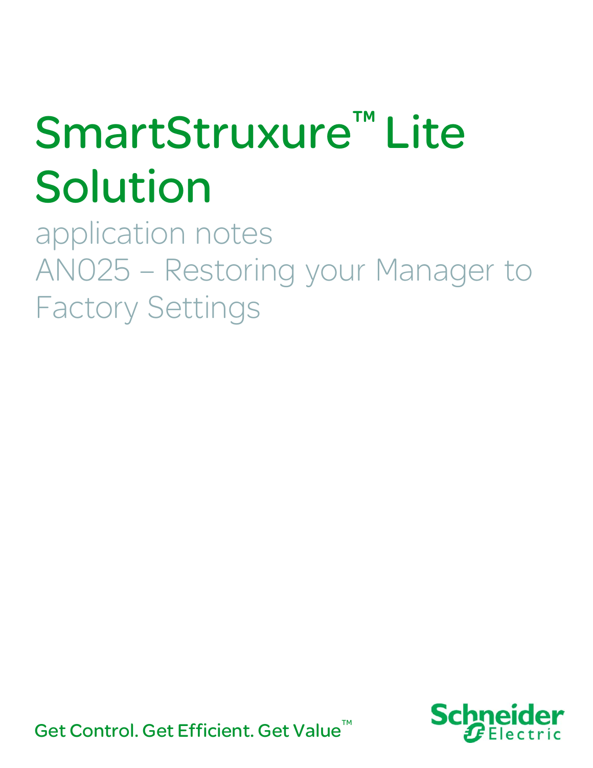# SmartStruxure™ Lite Solution

application notes

AN025 – Restoring your Manager to Factory Settings

Get Control. Get Efficient. Get Value™

Schneider Electric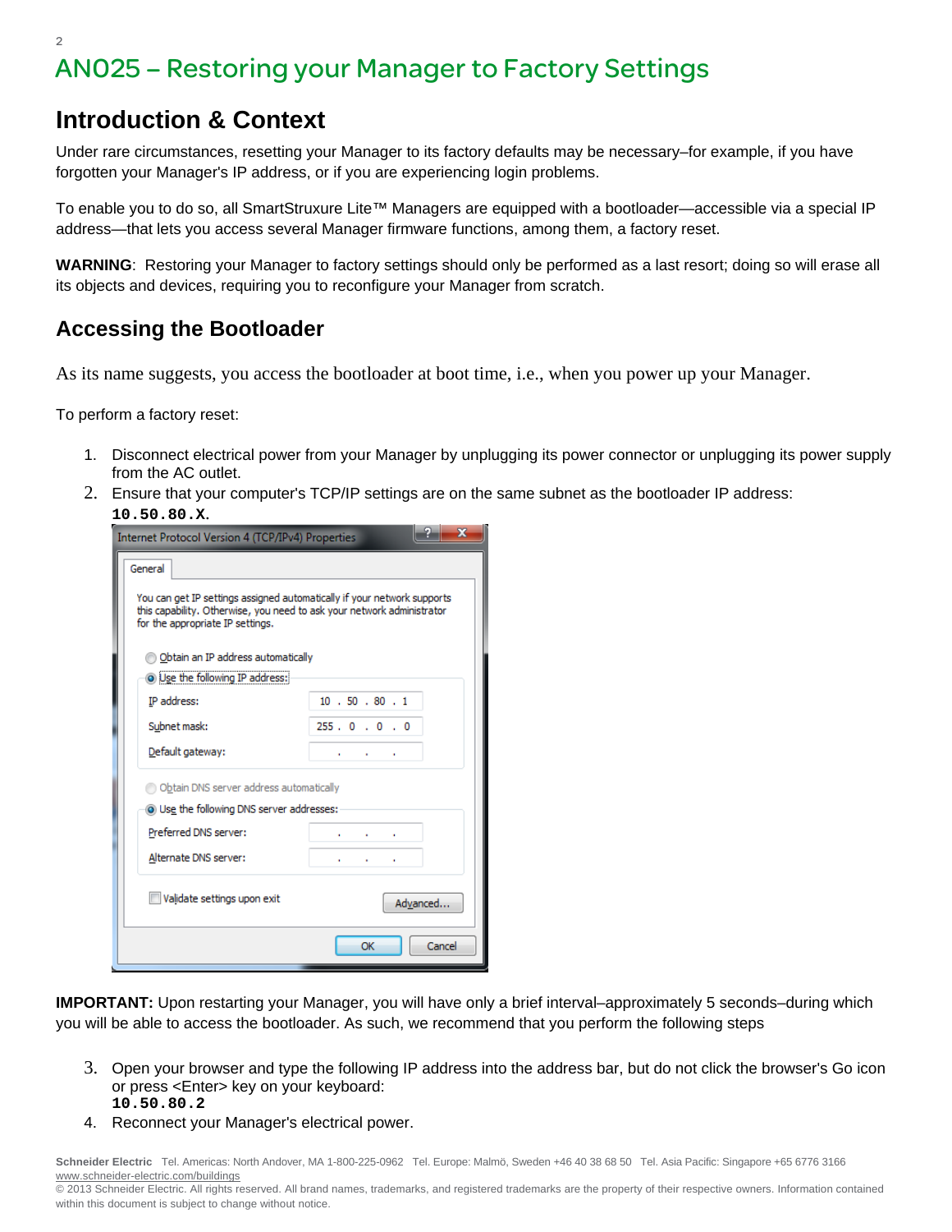// AN025 – Restoring your Manager to Factory Settings

# AN025 – Restoring your Manager to Factory Settings

## Introduction & Context

Under rare circumstances, resetting your Manager to its factory defaults may be necessary–for example, if you have forgotten your Manager's IP address, or if you are experiencing login problems.

To enable you to do so, all SmartStruxure Lite™ Managers are equipped with a bootloader—accessible via a special IP address—that lets you access several Manager firmware functions, among them, a factory reset.

**WARNING**: Restoring your Manager to factory settings should only be performed as a last resort; doing so will erase all its objects and devices, requiring you to reconfigure your Manager from scratch.

## Accessing the Bootloader

As its name suggests, you access the bootloader at boot time, i.e., when you power up your Manager.

To perform a factory reset:

1. Disconnect electrical power from your Manager by unplugging its power connector or unplugging its power supply from the AC outlet.
2. Ensure that your computer's TCP/IP settings are on the same subnet as the bootloader IP address: **`10.50.80.X`**.

**IMPORTANT:** Upon restarting your Manager, you will have only a brief interval–approximately 5 seconds–during which you will be able to access the bootloader. As such, we recommend that you perform the following steps

3. Open your browser and type the following IP address into the address bar, but do not click the browser's Go icon or press <Enter> key on your keyboard:
   **`10.50.80.2`**
4. Reconnect your Manager's electrical power.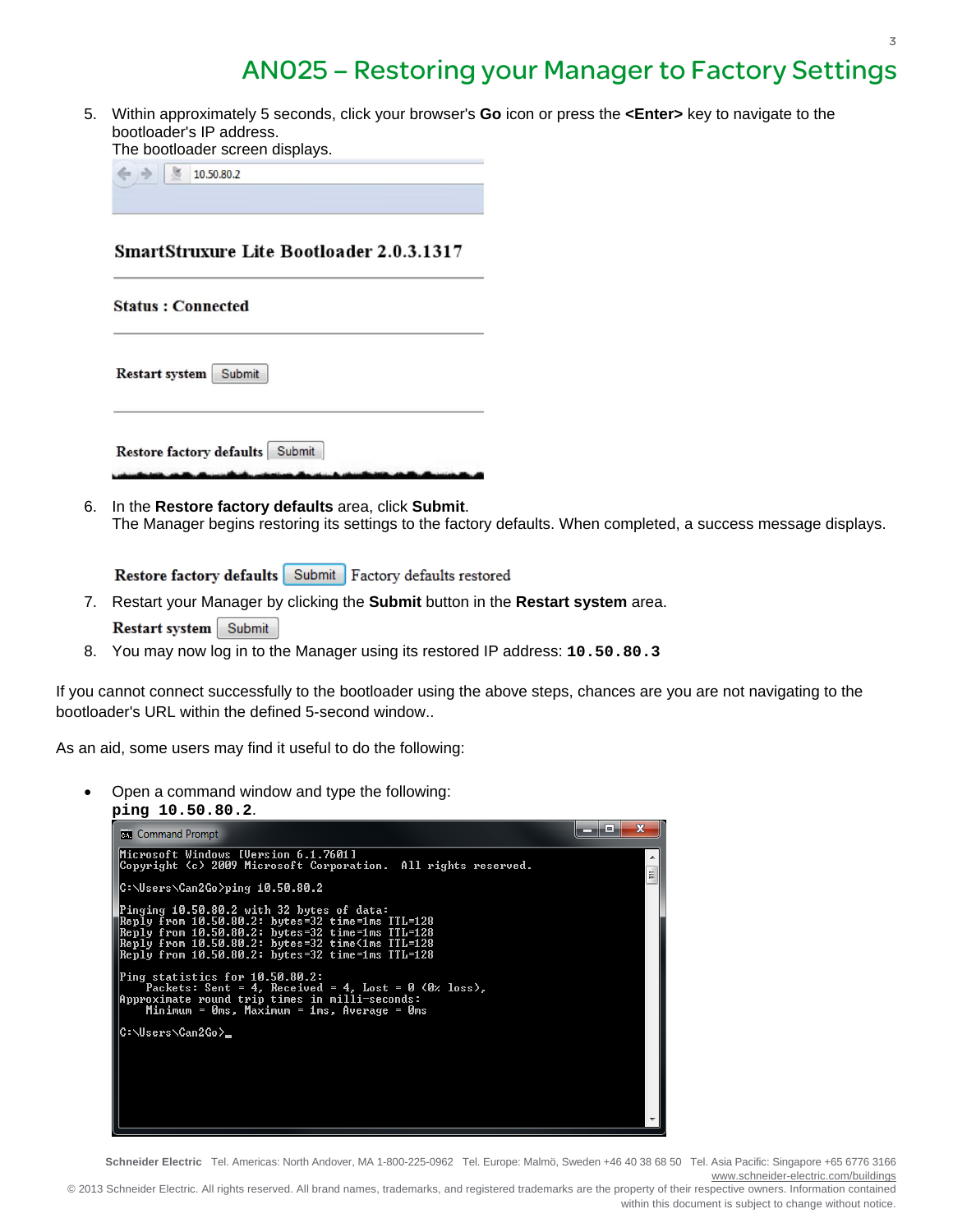5. Within approximately 5 seconds, click your browser's **Go** icon or press the **<Enter>** key to navigate to the bootloader's IP address.
   The bootloader screen displays.

   10.50.80.2

   **SmartStruxure Lite Bootloader 2.0.3.1317**

   **Status : Connected**

   **Restart system** Submit

   **Restore factory defaults** Submit

6. In the **Restore factory defaults** area, click **Submit**.
   The Manager begins restoring its settings to the factory defaults. When completed, a success message displays.

   **Restore factory defaults** Submit Factory defaults restored

7. Restart your Manager by clicking the **Submit** button in the **Restart system** area.

   **Restart system** Submit

8. You may now log in to the Manager using its restored IP address: **`10.50.80.3`**

If you cannot connect successfully to the bootloader using the above steps, chances are you are not navigating to the bootloader's URL within the defined 5-second window..

As an aid, some users may find it useful to do the following:

- Open a command window and type the following:
  **`ping 10.50.80.2`**.

```
Microsoft Windows [Version 6.1.7601]
Copyright (c) 2009 Microsoft Corporation.  All rights reserved.

C:\Users\Can2Go>ping 10.50.80.2

Pinging 10.50.80.2 with 32 bytes of data:
Reply from 10.50.80.2: bytes=32 time=1ms TTL=128
Reply from 10.50.80.2: bytes=32 time=1ms TTL=128
Reply from 10.50.80.2: bytes=32 time<1ms TTL=128
Reply from 10.50.80.2: bytes=32 time=1ms TTL=128

Ping statistics for 10.50.80.2:
    Packets: Sent = 4, Received = 4, Lost = 0 (0% loss),
Approximate round trip times in milli-seconds:
    Minimum = 0ms, Maximum = 1ms, Average = 0ms

C:\Users\Can2Go>_
```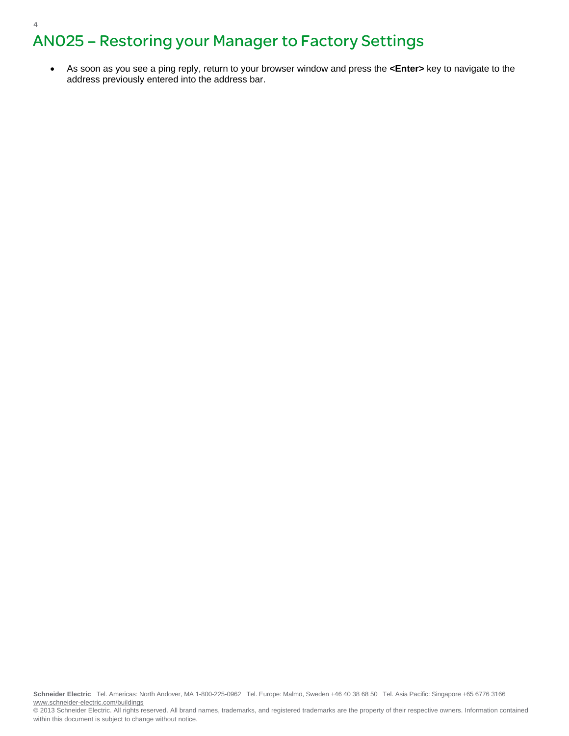- As soon as you see a ping reply, return to your browser window and press the **<Enter>** key to navigate to the address previously entered into the address bar.